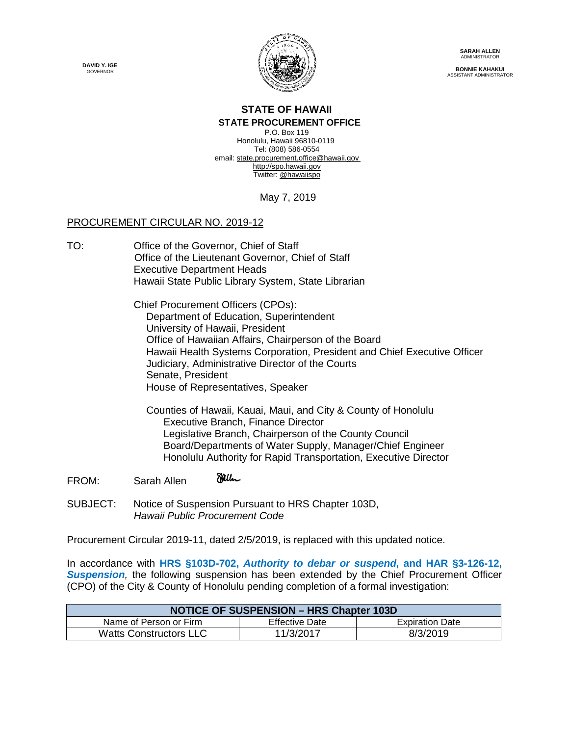DAVID Y. IGE
GOVERNOR

SARAH ALLEN
ADMINISTRATOR

BONNIE KAHAKUI
ASSISTANT ADMINISTRATOR

# STATE OF HAWAII
## STATE PROCUREMENT OFFICE

P.O. Box 119
Honolulu, Hawaii 96810-0119
Tel: (808) 586-0554
email: state.procurement.office@hawaii.gov
http://spo.hawaii.gov
Twitter: @hawaiispo

May 7, 2019

PROCUREMENT CIRCULAR NO. 2019-12

TO: Office of the Governor, Chief of Staff
Office of the Lieutenant Governor, Chief of Staff
Executive Department Heads
Hawaii State Public Library System, State Librarian

Chief Procurement Officers (CPOs):
Department of Education, Superintendent
University of Hawaii, President
Office of Hawaiian Affairs, Chairperson of the Board
Hawaii Health Systems Corporation, President and Chief Executive Officer
Judiciary, Administrative Director of the Courts
Senate, President
House of Representatives, Speaker

Counties of Hawaii, Kauai, Maui, and City & County of Honolulu
Executive Branch, Finance Director
Legislative Branch, Chairperson of the County Council
Board/Departments of Water Supply, Manager/Chief Engineer
Honolulu Authority for Rapid Transportation, Executive Director

FROM: Sarah Allen

SUBJECT: Notice of Suspension Pursuant to HRS Chapter 103D, *Hawaii Public Procurement Code*

Procurement Circular 2019-11, dated 2/5/2019, is replaced with this updated notice.

In accordance with **HRS §103D-702, *Authority to debar or suspend*, and HAR §3-126-12, *Suspension*,** the following suspension has been extended by the Chief Procurement Officer (CPO) of the City & County of Honolulu pending completion of a formal investigation:

| NOTICE OF SUSPENSION – HRS Chapter 103D | | |
|---|---|---|
| Name of Person or Firm | Effective Date | Expiration Date |
| Watts Constructors LLC | 11/3/2017 | 8/3/2019 |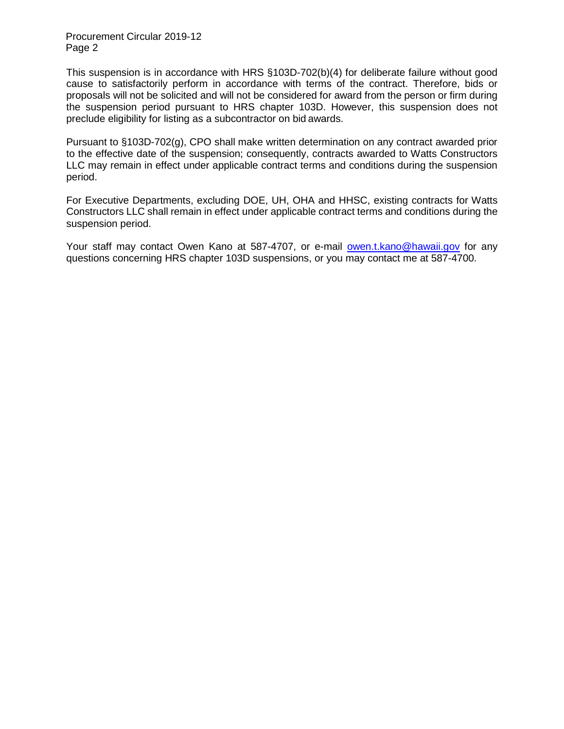This suspension is in accordance with HRS §103D-702(b)(4) for deliberate failure without good cause to satisfactorily perform in accordance with terms of the contract. Therefore, bids or proposals will not be solicited and will not be considered for award from the person or firm during the suspension period pursuant to HRS chapter 103D. However, this suspension does not preclude eligibility for listing as a subcontractor on bid awards.

Pursuant to §103D-702(g), CPO shall make written determination on any contract awarded prior to the effective date of the suspension; consequently, contracts awarded to Watts Constructors LLC may remain in effect under applicable contract terms and conditions during the suspension period.

For Executive Departments, excluding DOE, UH, OHA and HHSC, existing contracts for Watts Constructors LLC shall remain in effect under applicable contract terms and conditions during the suspension period.

Your staff may contact Owen Kano at 587-4707, or e-mail owen.t.kano@hawaii.gov for any questions concerning HRS chapter 103D suspensions, or you may contact me at 587-4700.